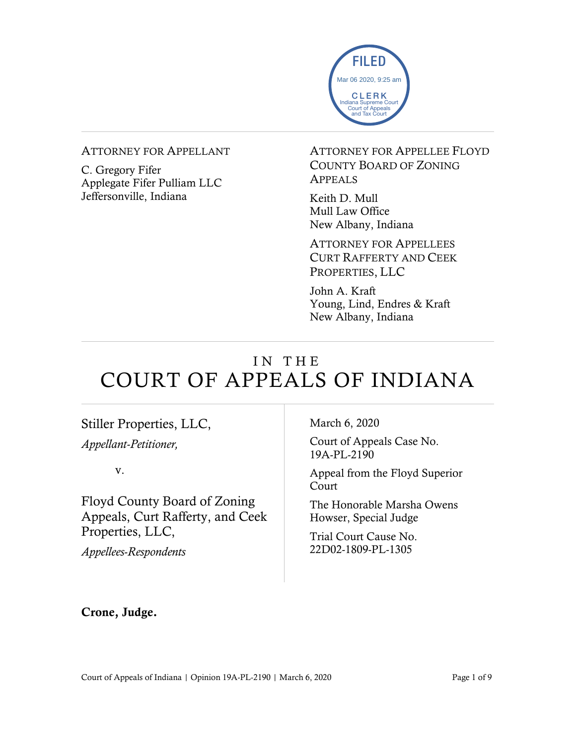FILED
Mar 06 2020, 9:25 am
CLERK
Indiana Supreme Court
Court of Appeals
and Tax Court

ATTORNEY FOR APPELLANT

C. Gregory Fifer
Applegate Fifer Pulliam LLC
Jeffersonville, Indiana

ATTORNEY FOR APPELLEE FLOYD COUNTY BOARD OF ZONING APPEALS

Keith D. Mull
Mull Law Office
New Albany, Indiana

ATTORNEY FOR APPELLEES CURT RAFFERTY AND CEEK PROPERTIES, LLC

John A. Kraft
Young, Lind, Endres & Kraft
New Albany, Indiana

# IN THE COURT OF APPEALS OF INDIANA

Stiller Properties, LLC,

*Appellant-Petitioner,*

v.

Floyd County Board of Zoning Appeals, Curt Rafferty, and Ceek Properties, LLC,

*Appellees-Respondents*

March 6, 2020

Court of Appeals Case No. 19A-PL-2190

Appeal from the Floyd Superior Court

The Honorable Marsha Owens Howser, Special Judge

Trial Court Cause No. 22D02-1809-PL-1305

**Crone, Judge.**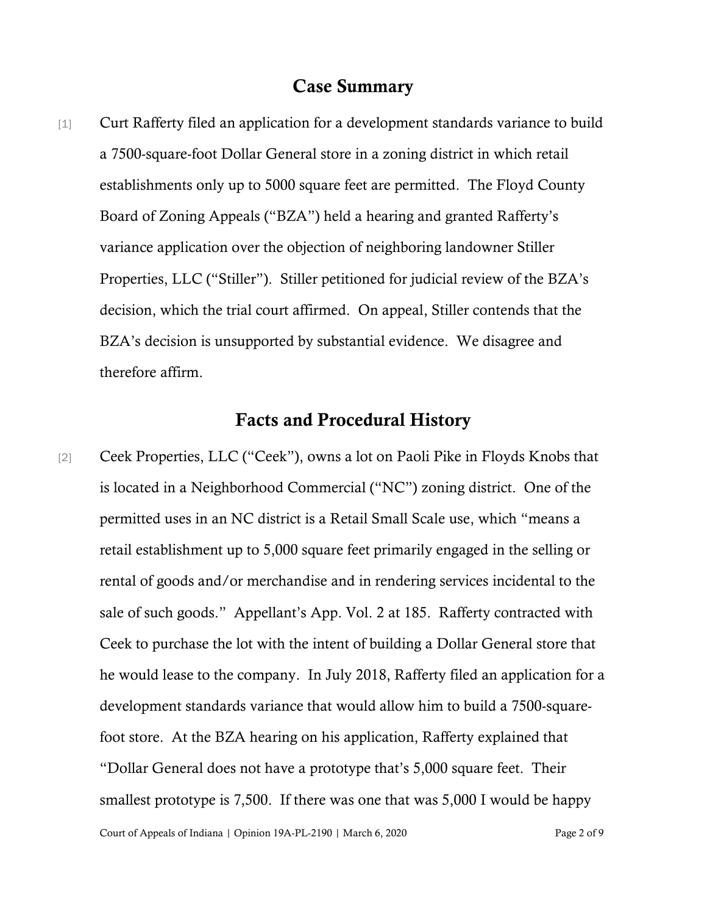## Case Summary

[1] Curt Rafferty filed an application for a development standards variance to build a 7500-square-foot Dollar General store in a zoning district in which retail establishments only up to 5000 square feet are permitted. The Floyd County Board of Zoning Appeals ("BZA") held a hearing and granted Rafferty's variance application over the objection of neighboring landowner Stiller Properties, LLC ("Stiller"). Stiller petitioned for judicial review of the BZA's decision, which the trial court affirmed. On appeal, Stiller contends that the BZA's decision is unsupported by substantial evidence. We disagree and therefore affirm.

## Facts and Procedural History

[2] Ceek Properties, LLC ("Ceek"), owns a lot on Paoli Pike in Floyds Knobs that is located in a Neighborhood Commercial ("NC") zoning district. One of the permitted uses in an NC district is a Retail Small Scale use, which "means a retail establishment up to 5,000 square feet primarily engaged in the selling or rental of goods and/or merchandise and in rendering services incidental to the sale of such goods." Appellant's App. Vol. 2 at 185. Rafferty contracted with Ceek to purchase the lot with the intent of building a Dollar General store that he would lease to the company. In July 2018, Rafferty filed an application for a development standards variance that would allow him to build a 7500-square-foot store. At the BZA hearing on his application, Rafferty explained that "Dollar General does not have a prototype that's 5,000 square feet. Their smallest prototype is 7,500. If there was one that was 5,000 I would be happy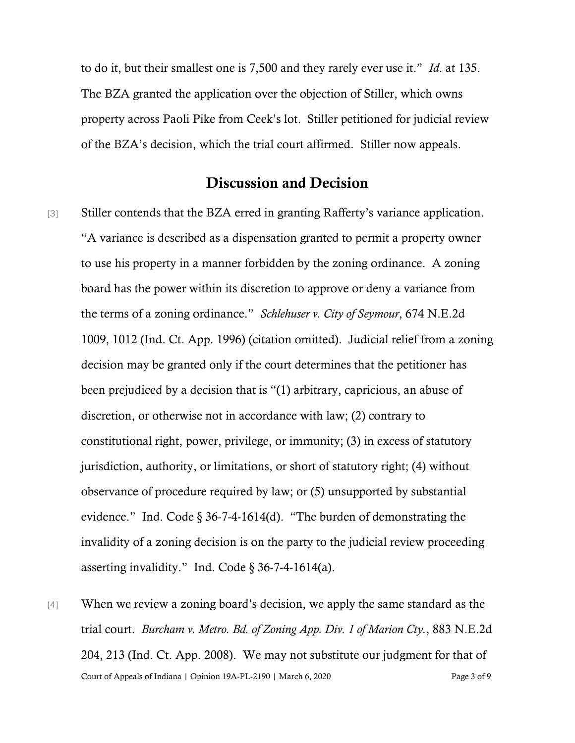to do it, but their smallest one is 7,500 and they rarely ever use it." *Id.* at 135. The BZA granted the application over the objection of Stiller, which owns property across Paoli Pike from Ceek's lot. Stiller petitioned for judicial review of the BZA's decision, which the trial court affirmed. Stiller now appeals.

## Discussion and Decision

[3] Stiller contends that the BZA erred in granting Rafferty's variance application. "A variance is described as a dispensation granted to permit a property owner to use his property in a manner forbidden by the zoning ordinance. A zoning board has the power within its discretion to approve or deny a variance from the terms of a zoning ordinance." *Schlehuser v. City of Seymour*, 674 N.E.2d 1009, 1012 (Ind. Ct. App. 1996) (citation omitted). Judicial relief from a zoning decision may be granted only if the court determines that the petitioner has been prejudiced by a decision that is "(1) arbitrary, capricious, an abuse of discretion, or otherwise not in accordance with law; (2) contrary to constitutional right, power, privilege, or immunity; (3) in excess of statutory jurisdiction, authority, or limitations, or short of statutory right; (4) without observance of procedure required by law; or (5) unsupported by substantial evidence." Ind. Code § 36-7-4-1614(d). "The burden of demonstrating the invalidity of a zoning decision is on the party to the judicial review proceeding asserting invalidity." Ind. Code § 36-7-4-1614(a).

[4] When we review a zoning board's decision, we apply the same standard as the trial court. *Burcham v. Metro. Bd. of Zoning App. Div. 1 of Marion Cty.*, 883 N.E.2d 204, 213 (Ind. Ct. App. 2008). We may not substitute our judgment for that of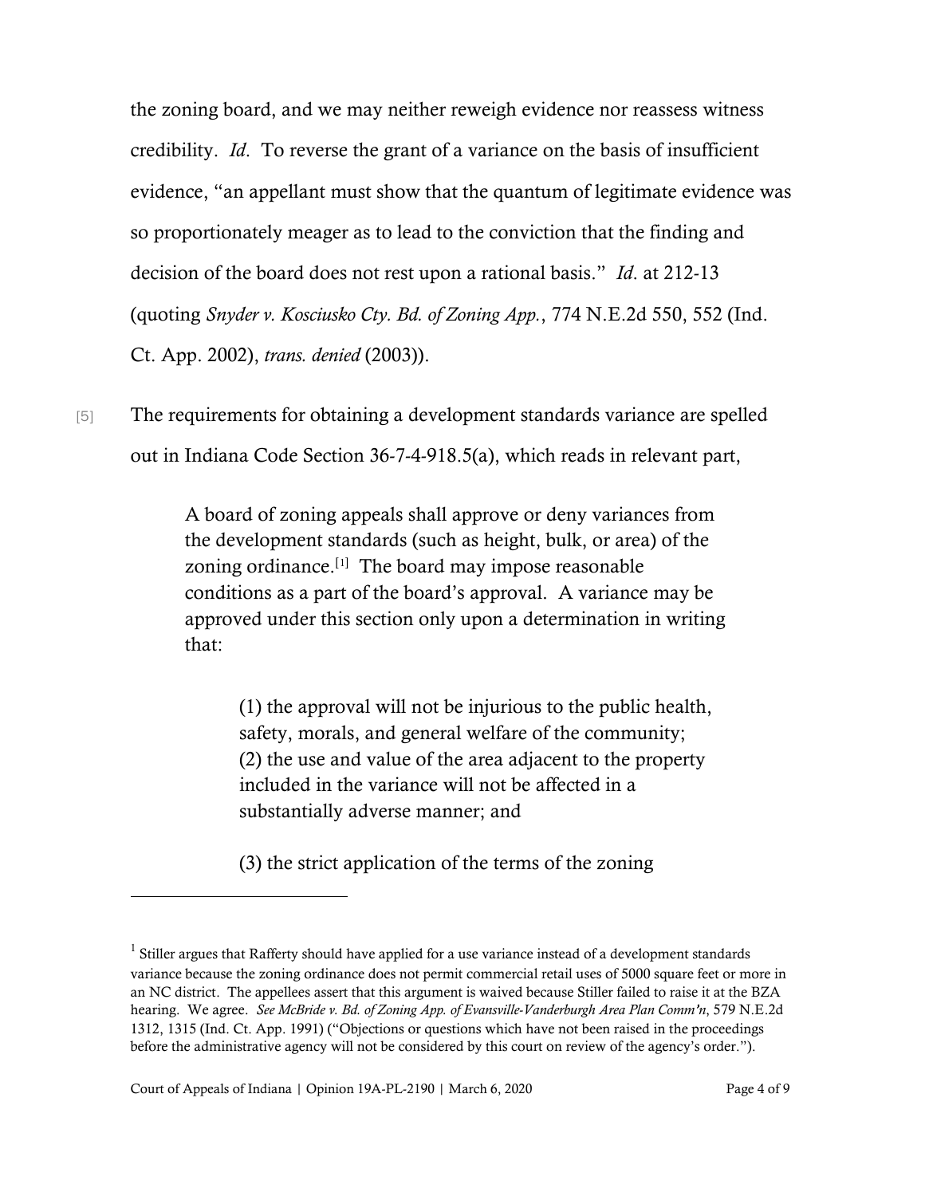the zoning board, and we may neither reweigh evidence nor reassess witness credibility. *Id*. To reverse the grant of a variance on the basis of insufficient evidence, "an appellant must show that the quantum of legitimate evidence was so proportionately meager as to lead to the conviction that the finding and decision of the board does not rest upon a rational basis." *Id*. at 212-13 (quoting *Snyder v. Kosciusko Cty. Bd. of Zoning App.*, 774 N.E.2d 550, 552 (Ind. Ct. App. 2002), *trans. denied* (2003)).

[5] The requirements for obtaining a development standards variance are spelled out in Indiana Code Section 36-7-4-918.5(a), which reads in relevant part,

> A board of zoning appeals shall approve or deny variances from the development standards (such as height, bulk, or area) of the zoning ordinance.[1] The board may impose reasonable conditions as a part of the board's approval. A variance may be approved under this section only upon a determination in writing that:
>
> > (1) the approval will not be injurious to the public health, safety, morals, and general welfare of the community;
> > (2) the use and value of the area adjacent to the property included in the variance will not be affected in a substantially adverse manner; and
> >
> > (3) the strict application of the terms of the zoning

---

[1] Stiller argues that Rafferty should have applied for a use variance instead of a development standards variance because the zoning ordinance does not permit commercial retail uses of 5000 square feet or more in an NC district. The appellees assert that this argument is waived because Stiller failed to raise it at the BZA hearing. We agree. *See McBride v. Bd. of Zoning App. of Evansville-Vanderburgh Area Plan Comm'n*, 579 N.E.2d 1312, 1315 (Ind. Ct. App. 1991) ("Objections or questions which have not been raised in the proceedings before the administrative agency will not be considered by this court on review of the agency's order.").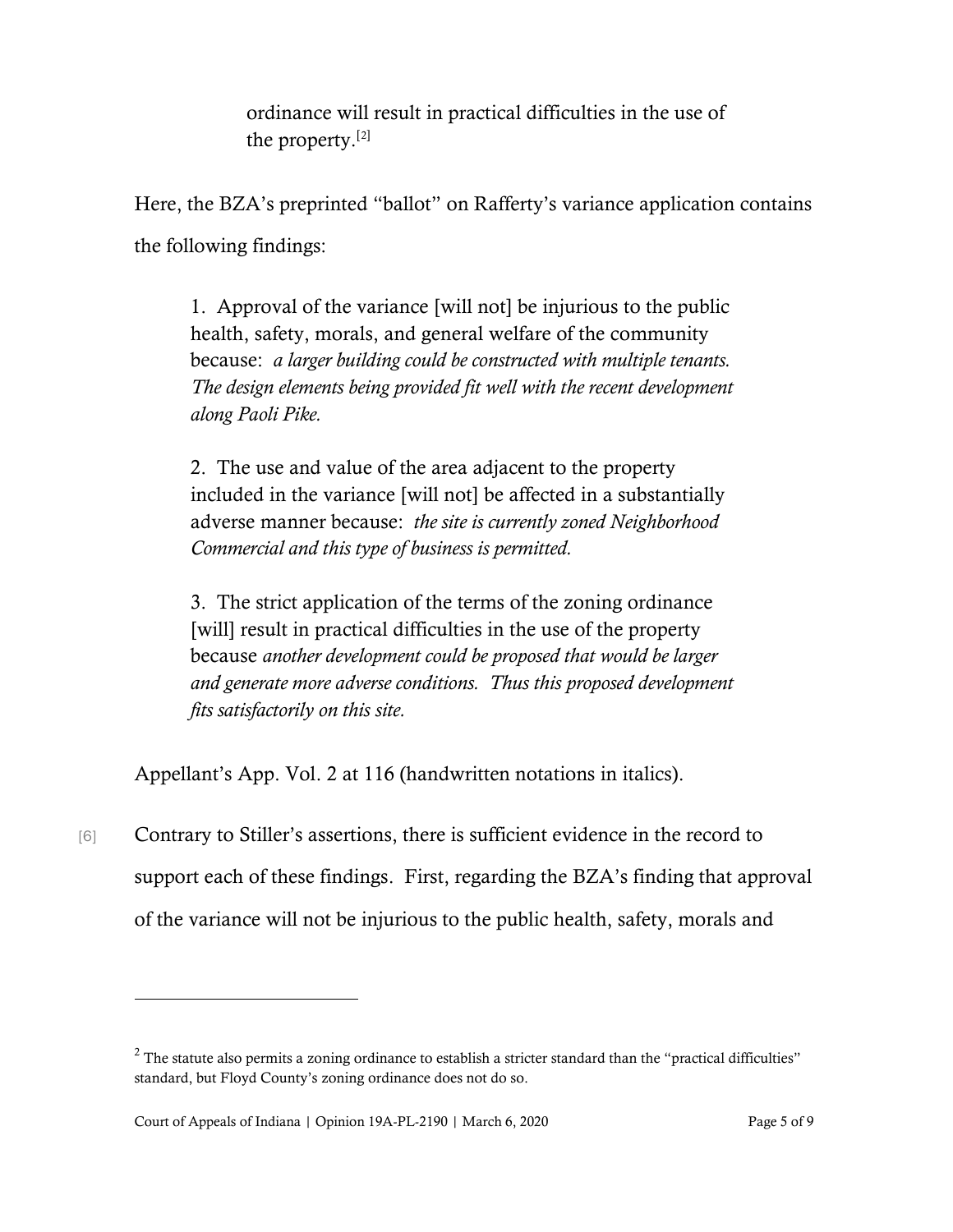> ordinance will result in practical difficulties in the use of the property.[2]

Here, the BZA's preprinted "ballot" on Rafferty's variance application contains the following findings:

> 1. Approval of the variance [will not] be injurious to the public health, safety, morals, and general welfare of the community because: *a larger building could be constructed with multiple tenants. The design elements being provided fit well with the recent development along Paoli Pike.*
>
> 2. The use and value of the area adjacent to the property included in the variance [will not] be affected in a substantially adverse manner because: *the site is currently zoned Neighborhood Commercial and this type of business is permitted.*
>
> 3. The strict application of the terms of the zoning ordinance [will] result in practical difficulties in the use of the property because *another development could be proposed that would be larger and generate more adverse conditions. Thus this proposed development fits satisfactorily on this site.*

Appellant's App. Vol. 2 at 116 (handwritten notations in italics).

[6] Contrary to Stiller's assertions, there is sufficient evidence in the record to support each of these findings. First, regarding the BZA's finding that approval of the variance will not be injurious to the public health, safety, morals and

---

[2] The statute also permits a zoning ordinance to establish a stricter standard than the "practical difficulties" standard, but Floyd County's zoning ordinance does not do so.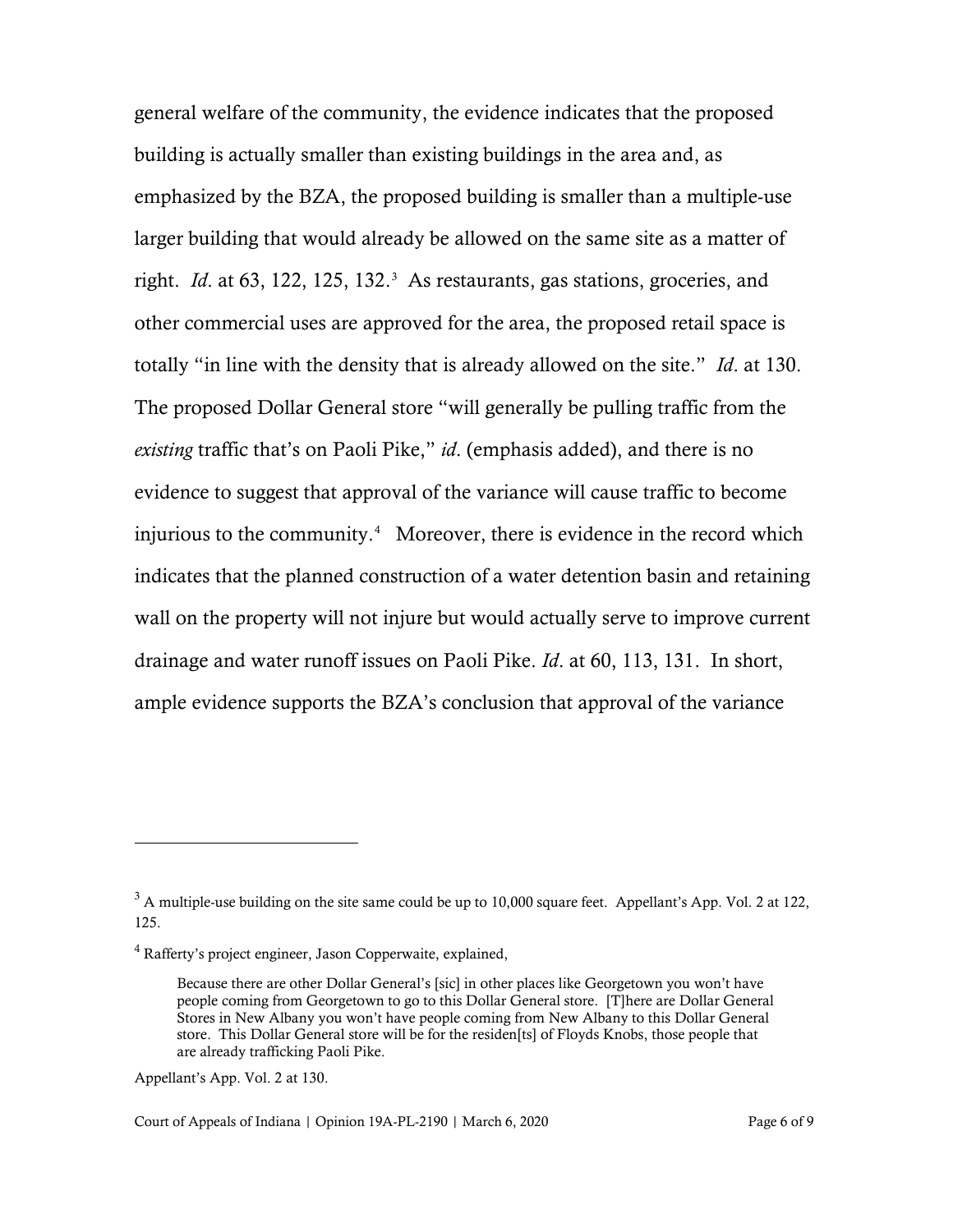general welfare of the community, the evidence indicates that the proposed building is actually smaller than existing buildings in the area and, as emphasized by the BZA, the proposed building is smaller than a multiple-use larger building that would already be allowed on the same site as a matter of right. *Id*. at 63, 122, 125, 132.[3] As restaurants, gas stations, groceries, and other commercial uses are approved for the area, the proposed retail space is totally "in line with the density that is already allowed on the site." *Id*. at 130. The proposed Dollar General store "will generally be pulling traffic from the *existing* traffic that's on Paoli Pike," *id*. (emphasis added), and there is no evidence to suggest that approval of the variance will cause traffic to become injurious to the community.[4] Moreover, there is evidence in the record which indicates that the planned construction of a water detention basin and retaining wall on the property will not injure but would actually serve to improve current drainage and water runoff issues on Paoli Pike. *Id*. at 60, 113, 131. In short, ample evidence supports the BZA's conclusion that approval of the variance

---

[3] A multiple-use building on the site same could be up to 10,000 square feet. Appellant's App. Vol. 2 at 122, 125.

[4] Rafferty's project engineer, Jason Copperwaite, explained,

> Because there are other Dollar General's [sic] in other places like Georgetown you won't have people coming from Georgetown to go to this Dollar General store. [T]here are Dollar General Stores in New Albany you won't have people coming from New Albany to this Dollar General store. This Dollar General store will be for the residen[ts] of Floyds Knobs, those people that are already trafficking Paoli Pike.

Appellant's App. Vol. 2 at 130.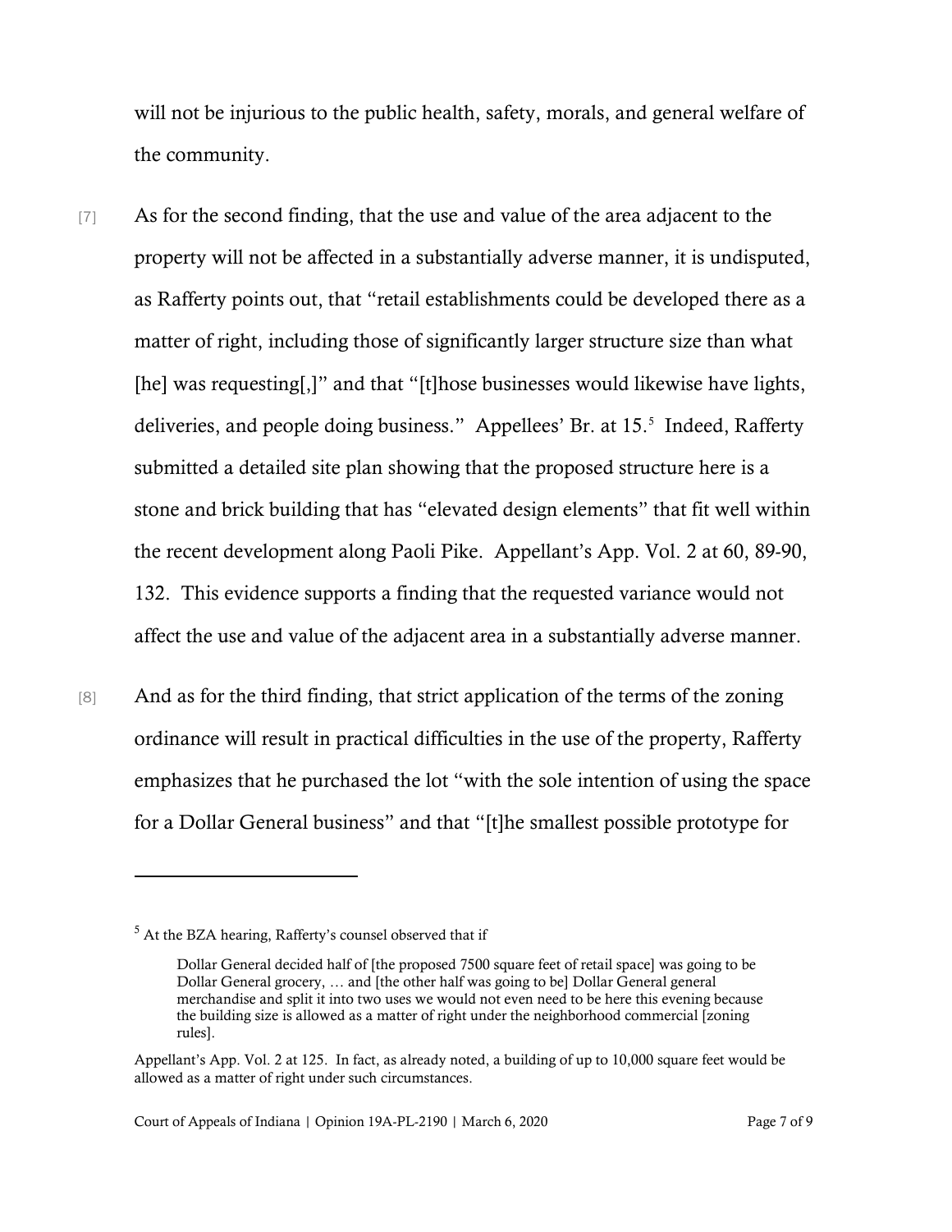will not be injurious to the public health, safety, morals, and general welfare of the community.

[7] As for the second finding, that the use and value of the area adjacent to the property will not be affected in a substantially adverse manner, it is undisputed, as Rafferty points out, that "retail establishments could be developed there as a matter of right, including those of significantly larger structure size than what [he] was requesting[,]" and that "[t]hose businesses would likewise have lights, deliveries, and people doing business." Appellees' Br. at 15.[5] Indeed, Rafferty submitted a detailed site plan showing that the proposed structure here is a stone and brick building that has "elevated design elements" that fit well within the recent development along Paoli Pike. Appellant's App. Vol. 2 at 60, 89-90, 132. This evidence supports a finding that the requested variance would not affect the use and value of the adjacent area in a substantially adverse manner.

[8] And as for the third finding, that strict application of the terms of the zoning ordinance will result in practical difficulties in the use of the property, Rafferty emphasizes that he purchased the lot "with the sole intention of using the space for a Dollar General business" and that "[t]he smallest possible prototype for

---

[5] At the BZA hearing, Rafferty's counsel observed that if

> Dollar General decided half of [the proposed 7500 square feet of retail space] was going to be Dollar General grocery, … and [the other half was going to be] Dollar General general merchandise and split it into two uses we would not even need to be here this evening because the building size is allowed as a matter of right under the neighborhood commercial [zoning rules].

Appellant's App. Vol. 2 at 125. In fact, as already noted, a building of up to 10,000 square feet would be allowed as a matter of right under such circumstances.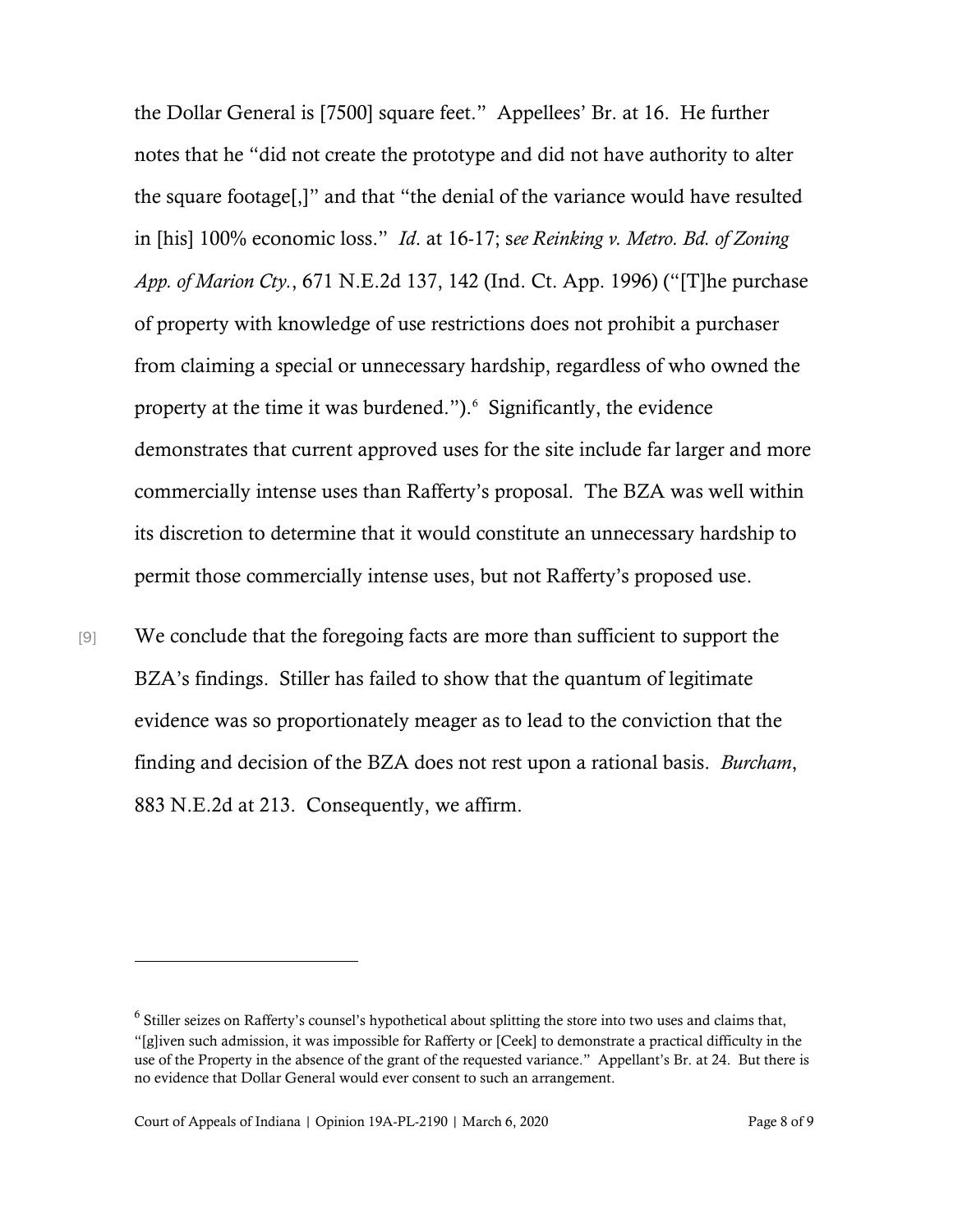the Dollar General is [7500] square feet." Appellees' Br. at 16. He further notes that he "did not create the prototype and did not have authority to alter the square footage[,]" and that "the denial of the variance would have resulted in [his] 100% economic loss." *Id*. at 16-17; s*ee Reinking v. Metro. Bd. of Zoning App. of Marion Cty.*, 671 N.E.2d 137, 142 (Ind. Ct. App. 1996) ("[T]he purchase of property with knowledge of use restrictions does not prohibit a purchaser from claiming a special or unnecessary hardship, regardless of who owned the property at the time it was burdened.").[6] Significantly, the evidence demonstrates that current approved uses for the site include far larger and more commercially intense uses than Rafferty's proposal. The BZA was well within its discretion to determine that it would constitute an unnecessary hardship to permit those commercially intense uses, but not Rafferty's proposed use.

[9] We conclude that the foregoing facts are more than sufficient to support the BZA's findings. Stiller has failed to show that the quantum of legitimate evidence was so proportionately meager as to lead to the conviction that the finding and decision of the BZA does not rest upon a rational basis. *Burcham*, 883 N.E.2d at 213. Consequently, we affirm.

---

[6] Stiller seizes on Rafferty's counsel's hypothetical about splitting the store into two uses and claims that, "[g]iven such admission, it was impossible for Rafferty or [Ceek] to demonstrate a practical difficulty in the use of the Property in the absence of the grant of the requested variance." Appellant's Br. at 24. But there is no evidence that Dollar General would ever consent to such an arrangement.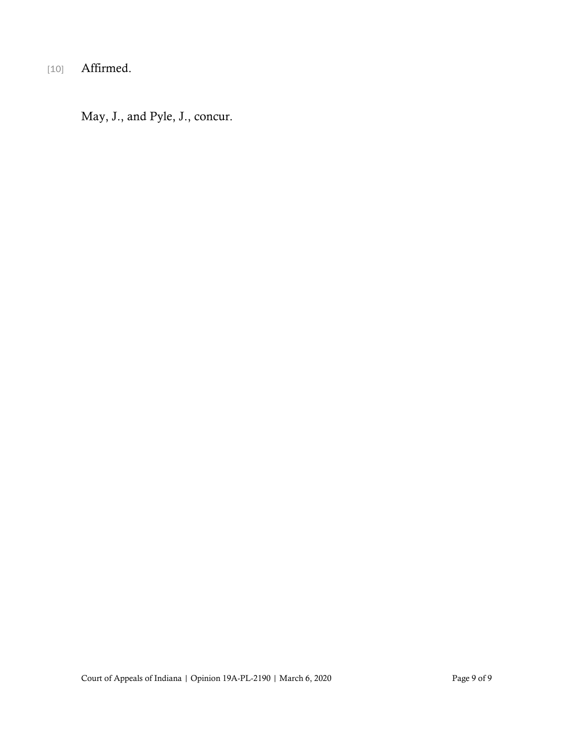[10] Affirmed.

May, J., and Pyle, J., concur.